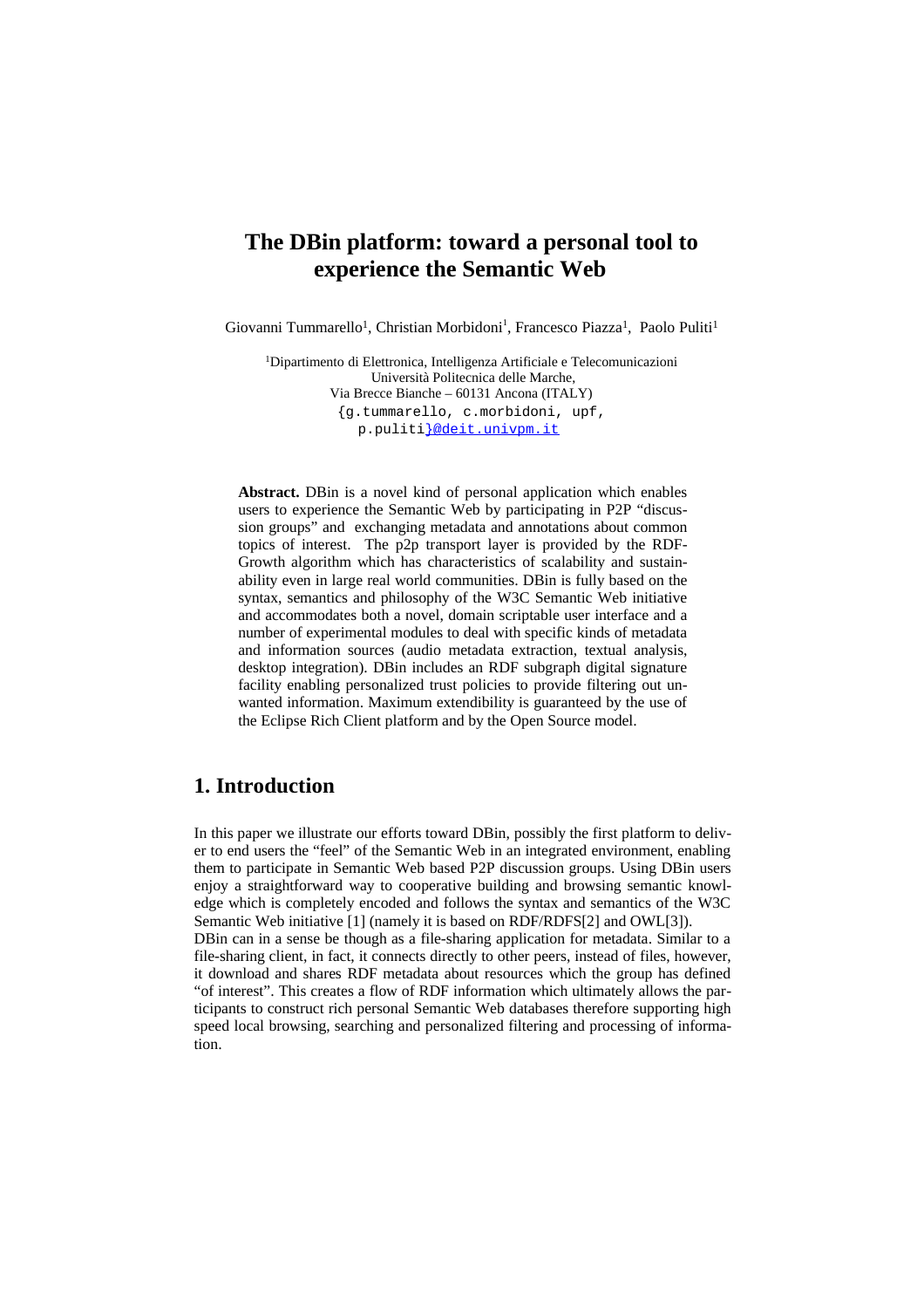# The DBin platform: toward a personal tool to experience the Semantic Web

Giovanni Tummarello[1], Christian Morbidoni[1], Francesco Piazza[1], Paolo Puliti[1]

[1]Dipartimento di Elettronica, Intelligenza Artificiale e Telecomunicazioni
Università Politecnica delle Marche,
Via Brecce Bianche – 60131 Ancona (ITALY)
{g.tummarello, c.morbidoni, upf, p.puliti}@deit.univpm.it

**Abstract.** DBin is a novel kind of personal application which enables users to experience the Semantic Web by participating in P2P "discussion groups" and exchanging metadata and annotations about common topics of interest. The p2p transport layer is provided by the RDF-Growth algorithm which has characteristics of scalability and sustainability even in large real world communities. DBin is fully based on the syntax, semantics and philosophy of the W3C Semantic Web initiative and accommodates both a novel, domain scriptable user interface and a number of experimental modules to deal with specific kinds of metadata and information sources (audio metadata extraction, textual analysis, desktop integration). DBin includes an RDF subgraph digital signature facility enabling personalized trust policies to provide filtering out unwanted information. Maximum extendibility is guaranteed by the use of the Eclipse Rich Client platform and by the Open Source model.

## 1. Introduction

In this paper we illustrate our efforts toward DBin, possibly the first platform to deliver to end users the "feel" of the Semantic Web in an integrated environment, enabling them to participate in Semantic Web based P2P discussion groups. Using DBin users enjoy a straightforward way to cooperative building and browsing semantic knowledge which is completely encoded and follows the syntax and semantics of the W3C Semantic Web initiative [1] (namely it is based on RDF/RDFS[2] and OWL[3]).
DBin can in a sense be though as a file-sharing application for metadata. Similar to a file-sharing client, in fact, it connects directly to other peers, instead of files, however, it download and shares RDF metadata about resources which the group has defined "of interest". This creates a flow of RDF information which ultimately allows the participants to construct rich personal Semantic Web databases therefore supporting high speed local browsing, searching and personalized filtering and processing of information.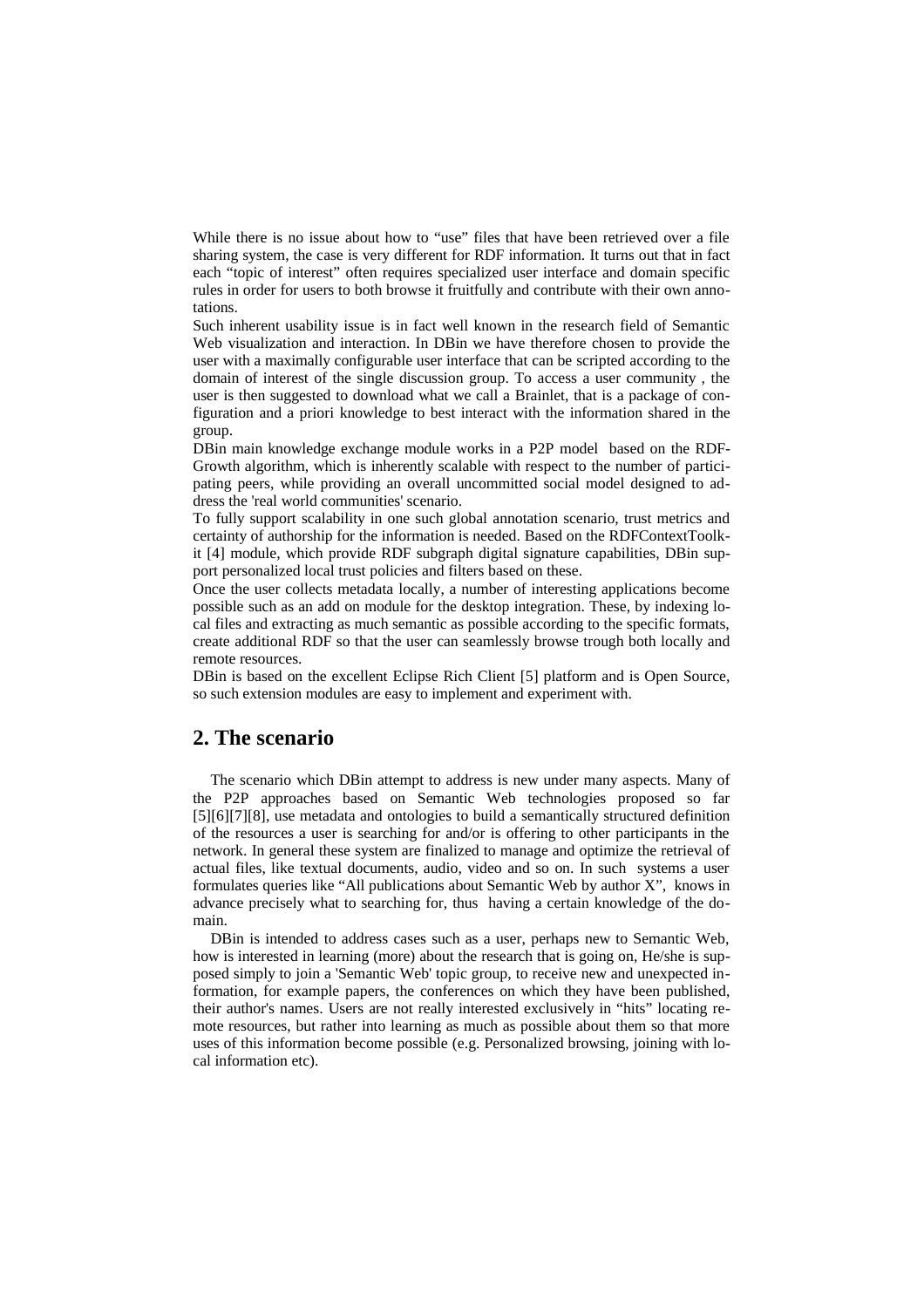While there is no issue about how to "use" files that have been retrieved over a file sharing system, the case is very different for RDF information. It turns out that in fact each "topic of interest" often requires specialized user interface and domain specific rules in order for users to both browse it fruitfully and contribute with their own annotations.

Such inherent usability issue is in fact well known in the research field of Semantic Web visualization and interaction. In DBin we have therefore chosen to provide the user with a maximally configurable user interface that can be scripted according to the domain of interest of the single discussion group. To access a user community , the user is then suggested to download what we call a Brainlet, that is a package of configuration and a priori knowledge to best interact with the information shared in the group.

DBin main knowledge exchange module works in a P2P model based on the RDF-Growth algorithm, which is inherently scalable with respect to the number of participating peers, while providing an overall uncommitted social model designed to address the 'real world communities' scenario.

To fully support scalability in one such global annotation scenario, trust metrics and certainty of authorship for the information is needed. Based on the RDFContextToolkit [4] module, which provide RDF subgraph digital signature capabilities, DBin support personalized local trust policies and filters based on these.

Once the user collects metadata locally, a number of interesting applications become possible such as an add on module for the desktop integration. These, by indexing local files and extracting as much semantic as possible according to the specific formats, create additional RDF so that the user can seamlessly browse trough both locally and remote resources.

DBin is based on the excellent Eclipse Rich Client [5] platform and is Open Source, so such extension modules are easy to implement and experiment with.

## 2. The scenario

The scenario which DBin attempt to address is new under many aspects. Many of the P2P approaches based on Semantic Web technologies proposed so far [5][6][7][8], use metadata and ontologies to build a semantically structured definition of the resources a user is searching for and/or is offering to other participants in the network. In general these system are finalized to manage and optimize the retrieval of actual files, like textual documents, audio, video and so on. In such systems a user formulates queries like "All publications about Semantic Web by author X", knows in advance precisely what to searching for, thus having a certain knowledge of the domain.

DBin is intended to address cases such as a user, perhaps new to Semantic Web, how is interested in learning (more) about the research that is going on, He/she is supposed simply to join a 'Semantic Web' topic group, to receive new and unexpected information, for example papers, the conferences on which they have been published, their author's names. Users are not really interested exclusively in "hits" locating remote resources, but rather into learning as much as possible about them so that more uses of this information become possible (e.g. Personalized browsing, joining with local information etc).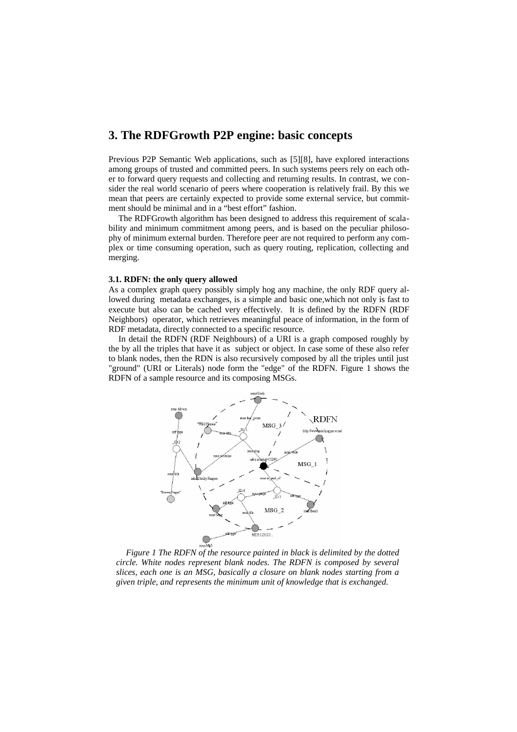## 3. The RDFGrowth P2P engine: basic concepts

Previous P2P Semantic Web applications, such as [5][8], have explored interactions among groups of trusted and committed peers. In such systems peers rely on each other to forward query requests and collecting and returning results. In contrast, we consider the real world scenario of peers where cooperation is relatively frail. By this we mean that peers are certainly expected to provide some external service, but commitment should be minimal and in a "best effort" fashion.

The RDFGrowth algorithm has been designed to address this requirement of scalability and minimum commitment among peers, and is based on the peculiar philosophy of minimum external burden. Therefore peer are not required to perform any complex or time consuming operation, such as query routing, replication, collecting and merging.

### 3.1. RDFN: the only query allowed

As a complex graph query possibly simply hog any machine, the only RDF query allowed during metadata exchanges, is a simple and basic one,which not only is fast to execute but also can be cached very effectively. It is defined by the RDFN (RDF Neighbors) operator, which retrieves meaningful peace of information, in the form of RDF metadata, directly connected to a specific resource.

In detail the RDFN (RDF Neighbours) of a URI is a graph composed roughly by the by all the triples that have it as subject or object. In case some of these also refer to blank nodes, then the RDN is also recursively composed by all the triples until just "ground" (URI or Literals) node form the "edge" of the RDFN. Figure 1 shows the RDFN of a sample resource and its composing MSGs.

*Figure 1 The RDFN of the resource painted in black is delimited by the dotted circle. White nodes represent blank nodes. The RDFN is composed by several slices, each one is an MSG, basically a closure on blank nodes starting from a given triple, and represents the minimum unit of knowledge that is exchanged.*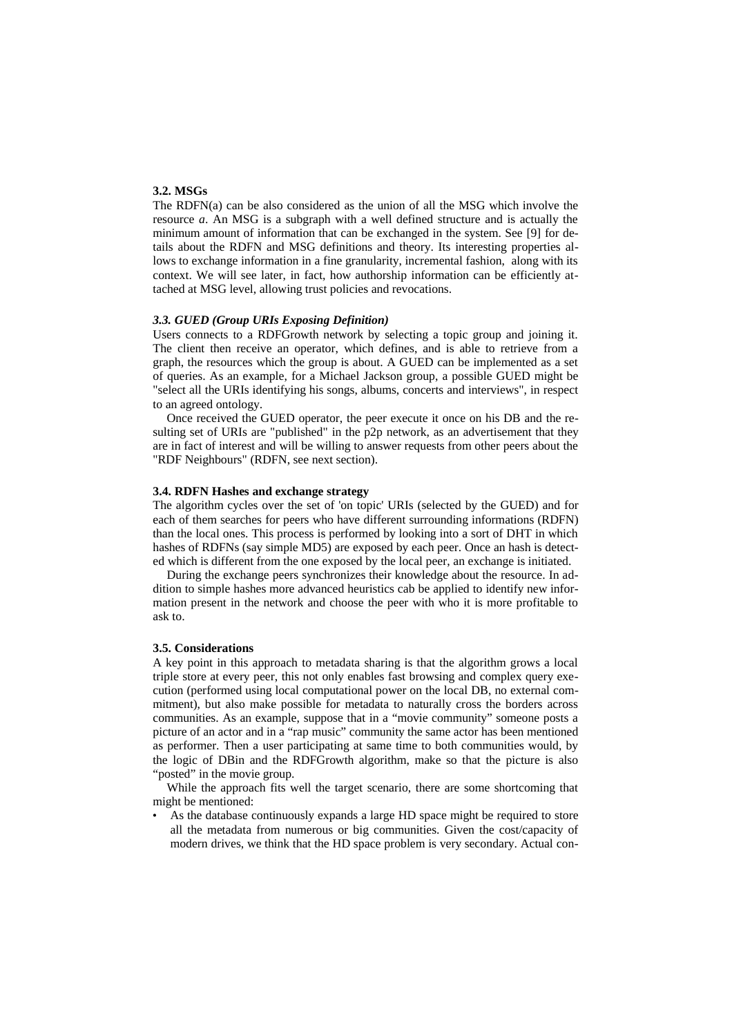### 3.2. MSGs

The RDFN(a) can be also considered as the union of all the MSG which involve the resource *a*. An MSG is a subgraph with a well defined structure and is actually the minimum amount of information that can be exchanged in the system. See [9] for details about the RDFN and MSG definitions and theory. Its interesting properties allows to exchange information in a fine granularity, incremental fashion, along with its context. We will see later, in fact, how authorship information can be efficiently attached at MSG level, allowing trust policies and revocations.

### *3.3. GUED (Group URIs Exposing Definition)*

Users connects to a RDFGrowth network by selecting a topic group and joining it. The client then receive an operator, which defines, and is able to retrieve from a graph, the resources which the group is about. A GUED can be implemented as a set of queries. As an example, for a Michael Jackson group, a possible GUED might be "select all the URIs identifying his songs, albums, concerts and interviews", in respect to an agreed ontology.

Once received the GUED operator, the peer execute it once on his DB and the resulting set of URIs are "published" in the p2p network, as an advertisement that they are in fact of interest and will be willing to answer requests from other peers about the "RDF Neighbours" (RDFN, see next section).

### 3.4. RDFN Hashes and exchange strategy

The algorithm cycles over the set of 'on topic' URIs (selected by the GUED) and for each of them searches for peers who have different surrounding informations (RDFN) than the local ones. This process is performed by looking into a sort of DHT in which hashes of RDFNs (say simple MD5) are exposed by each peer. Once an hash is detected which is different from the one exposed by the local peer, an exchange is initiated.

During the exchange peers synchronizes their knowledge about the resource. In addition to simple hashes more advanced heuristics cab be applied to identify new information present in the network and choose the peer with who it is more profitable to ask to.

### 3.5. Considerations

A key point in this approach to metadata sharing is that the algorithm grows a local triple store at every peer, this not only enables fast browsing and complex query execution (performed using local computational power on the local DB, no external commitment), but also make possible for metadata to naturally cross the borders across communities. As an example, suppose that in a "movie community" someone posts a picture of an actor and in a "rap music" community the same actor has been mentioned as performer. Then a user participating at same time to both communities would, by the logic of DBin and the RDFGrowth algorithm, make so that the picture is also "posted" in the movie group.

While the approach fits well the target scenario, there are some shortcoming that might be mentioned:

- As the database continuously expands a large HD space might be required to store all the metadata from numerous or big communities. Given the cost/capacity of modern drives, we think that the HD space problem is very secondary. Actual con-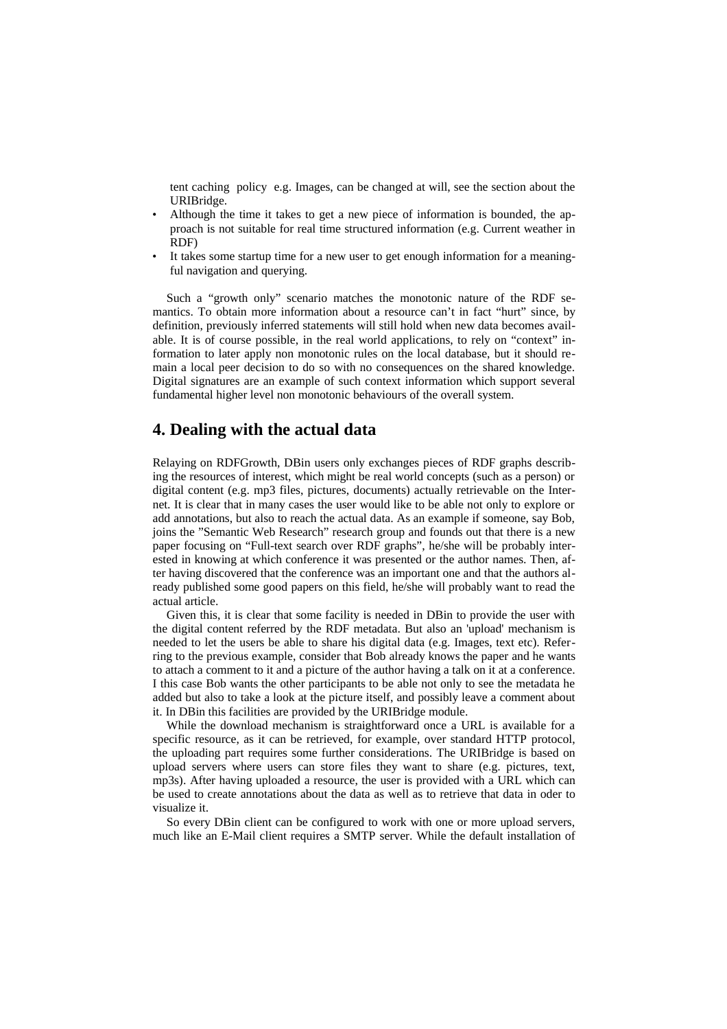tent caching policy e.g. Images, can be changed at will, see the section about the URIBridge.

- Although the time it takes to get a new piece of information is bounded, the approach is not suitable for real time structured information (e.g. Current weather in RDF)
- It takes some startup time for a new user to get enough information for a meaningful navigation and querying.

Such a "growth only" scenario matches the monotonic nature of the RDF semantics. To obtain more information about a resource can't in fact "hurt" since, by definition, previously inferred statements will still hold when new data becomes available. It is of course possible, in the real world applications, to rely on "context" information to later apply non monotonic rules on the local database, but it should remain a local peer decision to do so with no consequences on the shared knowledge. Digital signatures are an example of such context information which support several fundamental higher level non monotonic behaviours of the overall system.

## 4. Dealing with the actual data

Relaying on RDFGrowth, DBin users only exchanges pieces of RDF graphs describing the resources of interest, which might be real world concepts (such as a person) or digital content (e.g. mp3 files, pictures, documents) actually retrievable on the Internet. It is clear that in many cases the user would like to be able not only to explore or add annotations, but also to reach the actual data. As an example if someone, say Bob, joins the "Semantic Web Research" research group and founds out that there is a new paper focusing on "Full-text search over RDF graphs", he/she will be probably interested in knowing at which conference it was presented or the author names. Then, after having discovered that the conference was an important one and that the authors already published some good papers on this field, he/she will probably want to read the actual article.

Given this, it is clear that some facility is needed in DBin to provide the user with the digital content referred by the RDF metadata. But also an 'upload' mechanism is needed to let the users be able to share his digital data (e.g. Images, text etc). Referring to the previous example, consider that Bob already knows the paper and he wants to attach a comment to it and a picture of the author having a talk on it at a conference. I this case Bob wants the other participants to be able not only to see the metadata he added but also to take a look at the picture itself, and possibly leave a comment about it. In DBin this facilities are provided by the URIBridge module.

While the download mechanism is straightforward once a URL is available for a specific resource, as it can be retrieved, for example, over standard HTTP protocol, the uploading part requires some further considerations. The URIBridge is based on upload servers where users can store files they want to share (e.g. pictures, text, mp3s). After having uploaded a resource, the user is provided with a URL which can be used to create annotations about the data as well as to retrieve that data in oder to visualize it.

So every DBin client can be configured to work with one or more upload servers, much like an E-Mail client requires a SMTP server. While the default installation of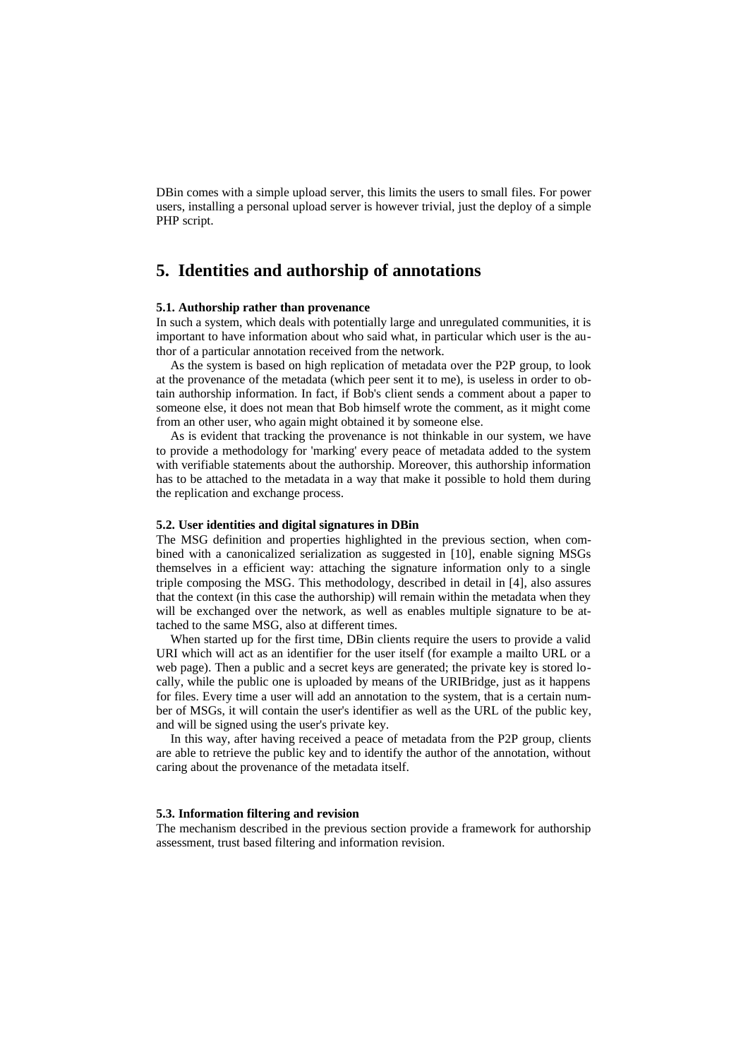DBin comes with a simple upload server, this limits the users to small files. For power users, installing a personal upload server is however trivial, just the deploy of a simple PHP script.

## 5. Identities and authorship of annotations

**5.1. Authorship rather than provenance**

In such a system, which deals with potentially large and unregulated communities, it is important to have information about who said what, in particular which user is the author of a particular annotation received from the network.

As the system is based on high replication of metadata over the P2P group, to look at the provenance of the metadata (which peer sent it to me), is useless in order to obtain authorship information. In fact, if Bob's client sends a comment about a paper to someone else, it does not mean that Bob himself wrote the comment, as it might come from an other user, who again might obtained it by someone else.

As is evident that tracking the provenance is not thinkable in our system, we have to provide a methodology for 'marking' every peace of metadata added to the system with verifiable statements about the authorship. Moreover, this authorship information has to be attached to the metadata in a way that make it possible to hold them during the replication and exchange process.

**5.2. User identities and digital signatures in DBin**

The MSG definition and properties highlighted in the previous section, when combined with a canonicalized serialization as suggested in [10], enable signing MSGs themselves in a efficient way: attaching the signature information only to a single triple composing the MSG. This methodology, described in detail in [4], also assures that the context (in this case the authorship) will remain within the metadata when they will be exchanged over the network, as well as enables multiple signature to be attached to the same MSG, also at different times.

When started up for the first time, DBin clients require the users to provide a valid URI which will act as an identifier for the user itself (for example a mailto URL or a web page). Then a public and a secret keys are generated; the private key is stored locally, while the public one is uploaded by means of the URIBridge, just as it happens for files. Every time a user will add an annotation to the system, that is a certain number of MSGs, it will contain the user's identifier as well as the URL of the public key, and will be signed using the user's private key.

In this way, after having received a peace of metadata from the P2P group, clients are able to retrieve the public key and to identify the author of the annotation, without caring about the provenance of the metadata itself.

**5.3. Information filtering and revision**

The mechanism described in the previous section provide a framework for authorship assessment, trust based filtering and information revision.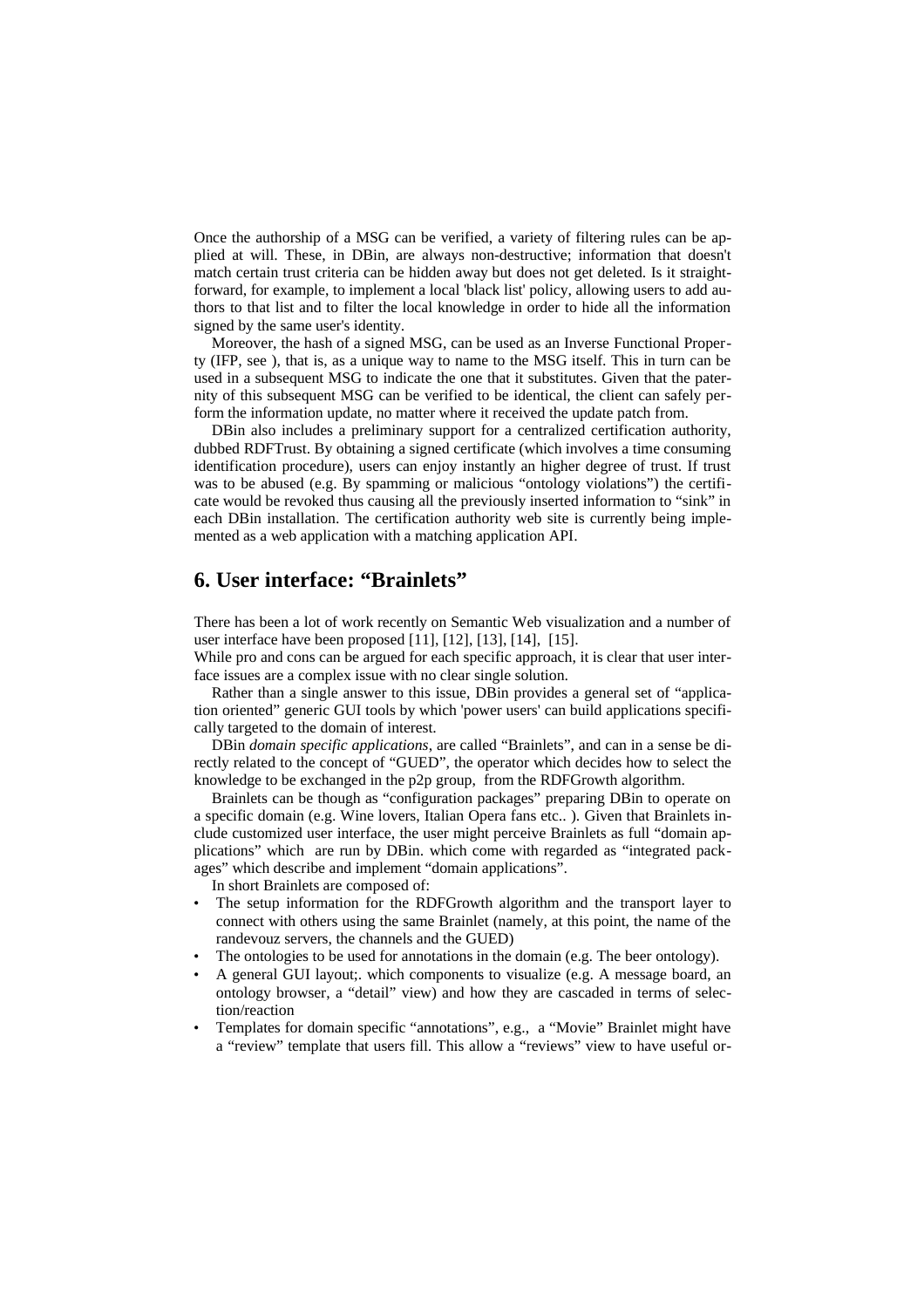Once the authorship of a MSG can be verified, a variety of filtering rules can be applied at will. These, in DBin, are always non-destructive; information that doesn't match certain trust criteria can be hidden away but does not get deleted. Is it straightforward, for example, to implement a local 'black list' policy, allowing users to add authors to that list and to filter the local knowledge in order to hide all the information signed by the same user's identity.

Moreover, the hash of a signed MSG, can be used as an Inverse Functional Property (IFP, see ), that is, as a unique way to name to the MSG itself. This in turn can be used in a subsequent MSG to indicate the one that it substitutes. Given that the paternity of this subsequent MSG can be verified to be identical, the client can safely perform the information update, no matter where it received the update patch from.

DBin also includes a preliminary support for a centralized certification authority, dubbed RDFTrust. By obtaining a signed certificate (which involves a time consuming identification procedure), users can enjoy instantly an higher degree of trust. If trust was to be abused (e.g. By spamming or malicious "ontology violations") the certificate would be revoked thus causing all the previously inserted information to "sink" in each DBin installation. The certification authority web site is currently being implemented as a web application with a matching application API.

## 6. User interface: "Brainlets"

There has been a lot of work recently on Semantic Web visualization and a number of user interface have been proposed [11], [12], [13], [14], [15].
While pro and cons can be argued for each specific approach, it is clear that user interface issues are a complex issue with no clear single solution.

Rather than a single answer to this issue, DBin provides a general set of "application oriented" generic GUI tools by which 'power users' can build applications specifically targeted to the domain of interest.

DBin *domain specific applications*, are called "Brainlets", and can in a sense be directly related to the concept of "GUED", the operator which decides how to select the knowledge to be exchanged in the p2p group, from the RDFGrowth algorithm.

Brainlets can be though as "configuration packages" preparing DBin to operate on a specific domain (e.g. Wine lovers, Italian Opera fans etc.. ). Given that Brainlets include customized user interface, the user might perceive Brainlets as full "domain applications" which are run by DBin. which come with regarded as "integrated packages" which describe and implement "domain applications".

In short Brainlets are composed of:

- The setup information for the RDFGrowth algorithm and the transport layer to connect with others using the same Brainlet (namely, at this point, the name of the randevouz servers, the channels and the GUED)
- The ontologies to be used for annotations in the domain (e.g. The beer ontology).
- A general GUI layout;. which components to visualize (e.g. A message board, an ontology browser, a "detail" view) and how they are cascaded in terms of selection/reaction
- Templates for domain specific "annotations", e.g., a "Movie" Brainlet might have a "review" template that users fill. This allow a "reviews" view to have useful or-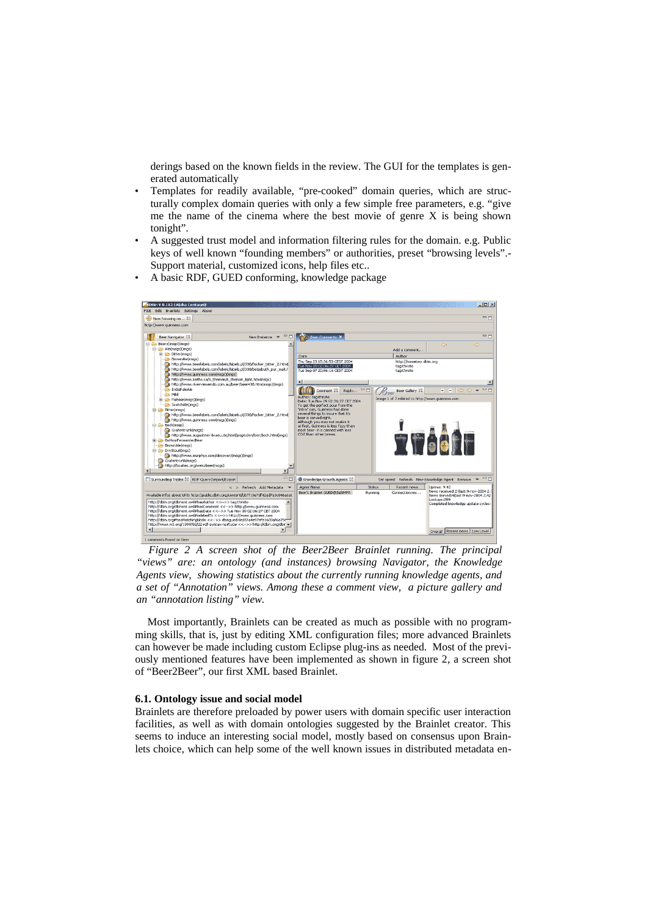derings based on the known fields in the review. The GUI for the templates is generated automatically

- Templates for readily available, "pre-cooked" domain queries, which are structurally complex domain queries with only a few simple free parameters, e.g. "give me the name of the cinema where the best movie of genre X is being shown tonight".
- A suggested trust model and information filtering rules for the domain. e.g. Public keys of well known "founding members" or authorities, preset "browsing levels".- Support material, customized icons, help files etc..
- A basic RDF, GUED conforming, knowledge package

*Figure 2 A screen shot of the Beer2Beer Brainlet running. The principal "views" are: an ontology (and instances) browsing Navigator, the Knowledge Agents view, showing statistics about the currently running knowledge agents, and a set of "Annotation" views. Among these a comment view, a picture gallery and an "annotation listing" view.*

Most importantly, Brainlets can be created as much as possible with no programming skills, that is, just by editing XML configuration files; more advanced Brainlets can however be made including custom Eclipse plug-ins as needed. Most of the previously mentioned features have been implemented as shown in figure 2, a screen shot of "Beer2Beer", our first XML based Brainlet.

### 6.1. Ontology issue and social model

Brainlets are therefore preloaded by power users with domain specific user interaction facilities, as well as with domain ontologies suggested by the Brainlet creator. This seems to induce an interesting social model, mostly based on consensus upon Brainlets choice, which can help some of the well known issues in distributed metadata en-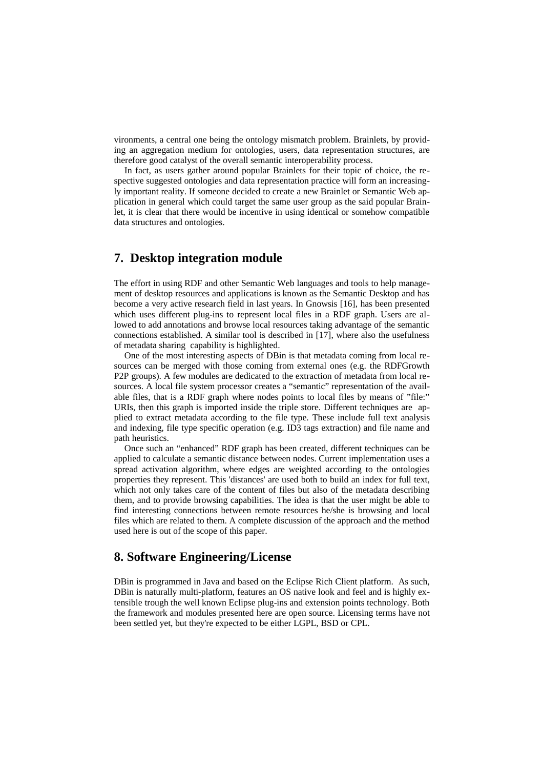vironments, a central one being the ontology mismatch problem. Brainlets, by providing an aggregation medium for ontologies, users, data representation structures, are therefore good catalyst of the overall semantic interoperability process.

In fact, as users gather around popular Brainlets for their topic of choice, the respective suggested ontologies and data representation practice will form an increasingly important reality. If someone decided to create a new Brainlet or Semantic Web application in general which could target the same user group as the said popular Brainlet, it is clear that there would be incentive in using identical or somehow compatible data structures and ontologies.

## 7. Desktop integration module

The effort in using RDF and other Semantic Web languages and tools to help management of desktop resources and applications is known as the Semantic Desktop and has become a very active research field in last years. In Gnowsis [16], has been presented which uses different plug-ins to represent local files in a RDF graph. Users are allowed to add annotations and browse local resources taking advantage of the semantic connections established. A similar tool is described in [17], where also the usefulness of metadata sharing capability is highlighted.

One of the most interesting aspects of DBin is that metadata coming from local resources can be merged with those coming from external ones (e.g. the RDFGrowth P2P groups). A few modules are dedicated to the extraction of metadata from local resources. A local file system processor creates a "semantic" representation of the available files, that is a RDF graph where nodes points to local files by means of "file:" URIs, then this graph is imported inside the triple store. Different techniques are applied to extract metadata according to the file type. These include full text analysis and indexing, file type specific operation (e.g. ID3 tags extraction) and file name and path heuristics.

Once such an "enhanced" RDF graph has been created, different techniques can be applied to calculate a semantic distance between nodes. Current implementation uses a spread activation algorithm, where edges are weighted according to the ontologies properties they represent. This 'distances' are used both to build an index for full text, which not only takes care of the content of files but also of the metadata describing them, and to provide browsing capabilities. The idea is that the user might be able to find interesting connections between remote resources he/she is browsing and local files which are related to them. A complete discussion of the approach and the method used here is out of the scope of this paper.

## 8. Software Engineering/License

DBin is programmed in Java and based on the Eclipse Rich Client platform. As such, DBin is naturally multi-platform, features an OS native look and feel and is highly extensible trough the well known Eclipse plug-ins and extension points technology. Both the framework and modules presented here are open source. Licensing terms have not been settled yet, but they're expected to be either LGPL, BSD or CPL.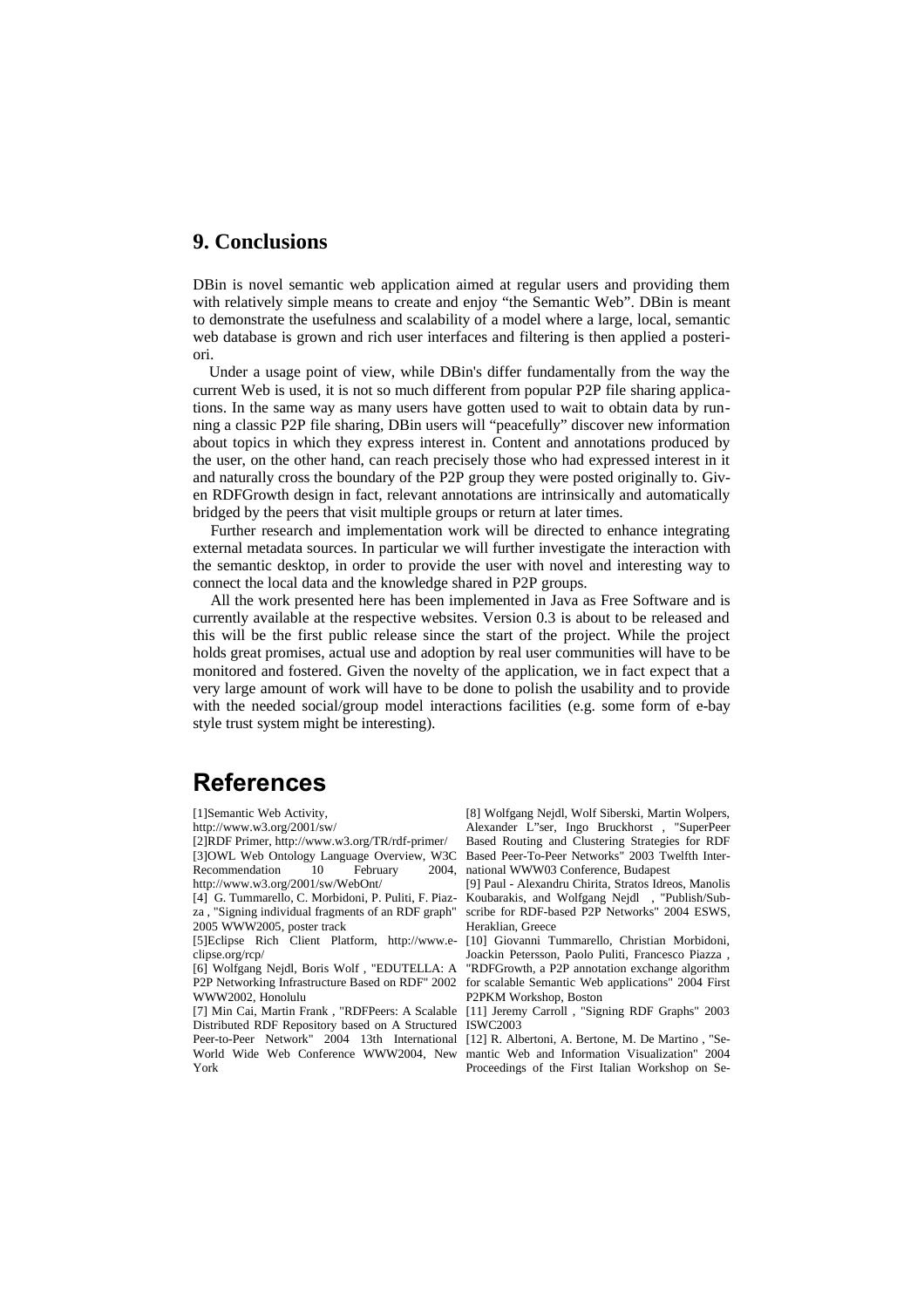## 9. Conclusions

DBin is novel semantic web application aimed at regular users and providing them with relatively simple means to create and enjoy "the Semantic Web". DBin is meant to demonstrate the usefulness and scalability of a model where a large, local, semantic web database is grown and rich user interfaces and filtering is then applied a posteriori.

Under a usage point of view, while DBin's differ fundamentally from the way the current Web is used, it is not so much different from popular P2P file sharing applications. In the same way as many users have gotten used to wait to obtain data by running a classic P2P file sharing, DBin users will "peacefully" discover new information about topics in which they express interest in. Content and annotations produced by the user, on the other hand, can reach precisely those who had expressed interest in it and naturally cross the boundary of the P2P group they were posted originally to. Given RDFGrowth design in fact, relevant annotations are intrinsically and automatically bridged by the peers that visit multiple groups or return at later times.

Further research and implementation work will be directed to enhance integrating external metadata sources. In particular we will further investigate the interaction with the semantic desktop, in order to provide the user with novel and interesting way to connect the local data and the knowledge shared in P2P groups.

All the work presented here has been implemented in Java as Free Software and is currently available at the respective websites. Version 0.3 is about to be released and this will be the first public release since the start of the project. While the project holds great promises, actual use and adoption by real user communities will have to be monitored and fostered. Given the novelty of the application, we in fact expect that a very large amount of work will have to be done to polish the usability and to provide with the needed social/group model interactions facilities (e.g. some form of e-bay style trust system might be interesting).

# References

[1]Semantic Web Activity, http://www.w3.org/2001/sw/

[2]RDF Primer, http://www.w3.org/TR/rdf-primer/

[3]OWL Web Ontology Language Overview, W3C Recommendation 10 February 2004, http://www.w3.org/2001/sw/WebOnt/

[4] G. Tummarello, C. Morbidoni, P. Puliti, F. Piazza , "Signing individual fragments of an RDF graph" 2005 WWW2005, poster track

[5]Eclipse Rich Client Platform, http://www.eclipse.org/rcp/

[6] Wolfgang Nejdl, Boris Wolf , "EDUTELLA: A P2P Networking Infrastructure Based on RDF" 2002 WWW2002, Honolulu

[7] Min Cai, Martin Frank , "RDFPeers: A Scalable Distributed RDF Repository based on A Structured Peer-to-Peer Network" 2004 13th International World Wide Web Conference WWW2004, New York

[8] Wolfgang Nejdl, Wolf Siberski, Martin Wolpers, Alexander L"ser, Ingo Bruckhorst , "SuperPeer Based Routing and Clustering Strategies for RDF Based Peer-To-Peer Networks" 2003 Twelfth International WWW03 Conference, Budapest

[9] Paul - Alexandru Chirita, Stratos Idreos, Manolis Koubarakis, and Wolfgang Nejdl , "Publish/Subscribe for RDF-based P2P Networks" 2004 ESWS, Heraklian, Greece

[10] Giovanni Tummarello, Christian Morbidoni, Joackin Petersson, Paolo Puliti, Francesco Piazza , "RDFGrowth, a P2P annotation exchange algorithm for scalable Semantic Web applications" 2004 First P2PKM Workshop, Boston

[11] Jeremy Carroll , "Signing RDF Graphs" 2003 ISWC2003

[12] R. Albertoni, A. Bertone, M. De Martino , "Semantic Web and Information Visualization" 2004 Proceedings of the First Italian Workshop on Se-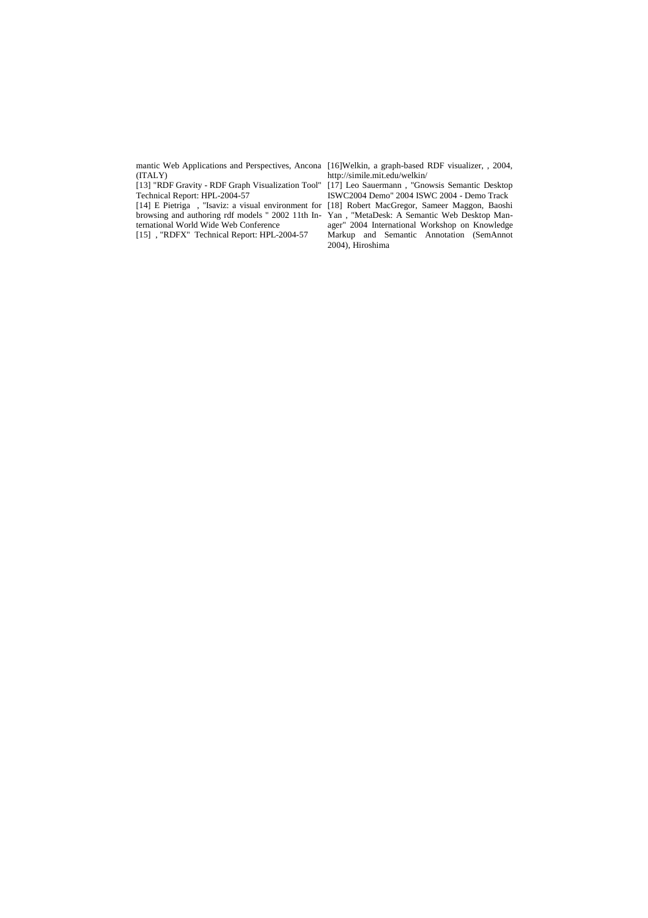mantic Web Applications and Perspectives, Ancona (ITALY)

[13] "RDF Gravity - RDF Graph Visualization Tool" Technical Report: HPL-2004-57

[14] E Pietriga , "Isaviz: a visual environment for browsing and authoring rdf models " 2002 11th International World Wide Web Conference

[15] , "RDFX" Technical Report: HPL-2004-57

[16]Welkin, a graph-based RDF visualizer, , 2004, http://simile.mit.edu/welkin/

[17] Leo Sauermann , "Gnowsis Semantic Desktop ISWC2004 Demo" 2004 ISWC 2004 - Demo Track

[18] Robert MacGregor, Sameer Maggon, Baoshi Yan , "MetaDesk: A Semantic Web Desktop Manager" 2004 International Workshop on Knowledge Markup and Semantic Annotation (SemAnnot 2004), Hiroshima